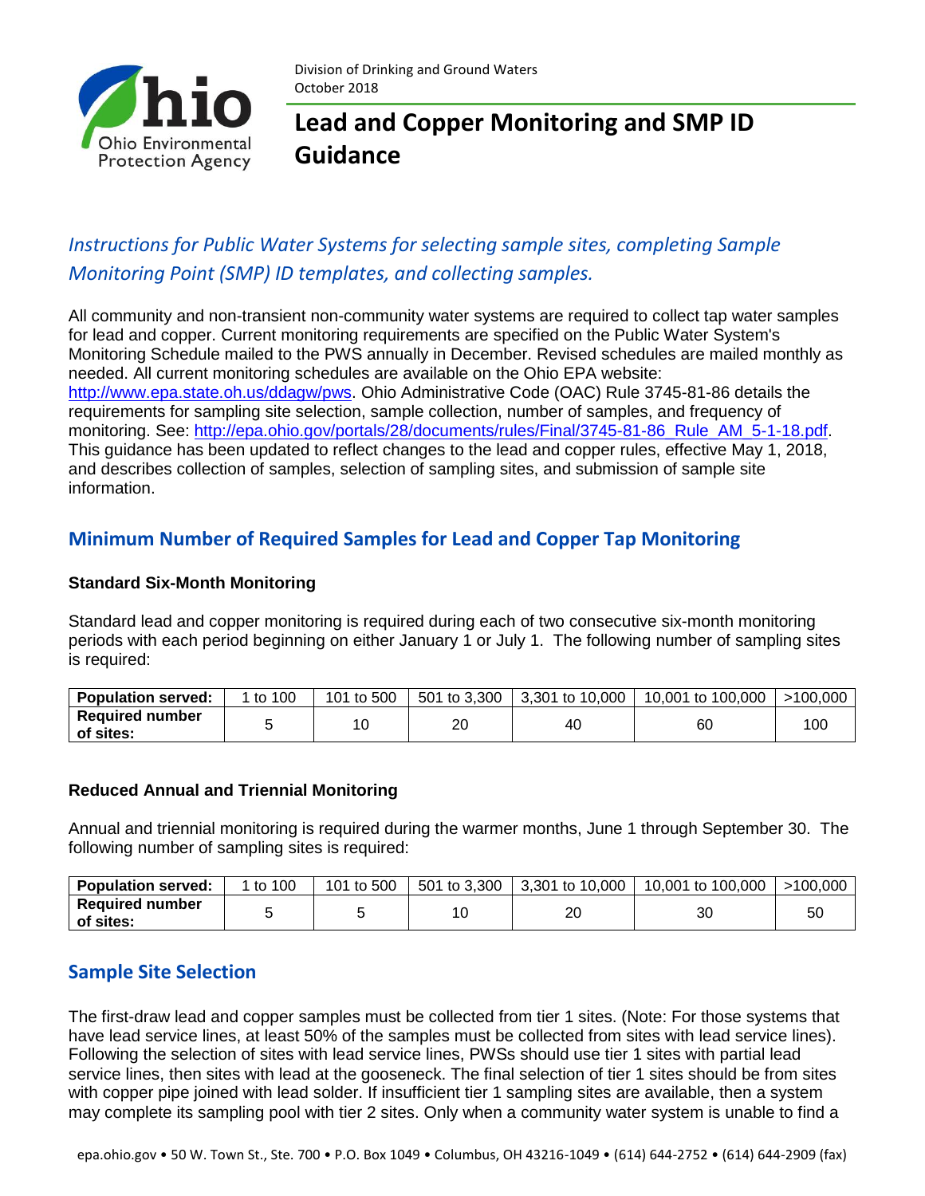Division of Drinking and Ground Waters
October 2018

# Lead and Copper Monitoring and SMP ID Guidance

*Instructions for Public Water Systems for selecting sample sites, completing Sample Monitoring Point (SMP) ID templates, and collecting samples.*

All community and non-transient non-community water systems are required to collect tap water samples for lead and copper. Current monitoring requirements are specified on the Public Water System's Monitoring Schedule mailed to the PWS annually in December. Revised schedules are mailed monthly as needed. All current monitoring schedules are available on the Ohio EPA website: http://www.epa.state.oh.us/ddagw/pws. Ohio Administrative Code (OAC) Rule 3745-81-86 details the requirements for sampling site selection, sample collection, number of samples, and frequency of monitoring. See: http://epa.ohio.gov/portals/28/documents/rules/Final/3745-81-86_Rule_AM_5-1-18.pdf. This guidance has been updated to reflect changes to the lead and copper rules, effective May 1, 2018, and describes collection of samples, selection of sampling sites, and submission of sample site information.

## Minimum Number of Required Samples for Lead and Copper Tap Monitoring

### Standard Six-Month Monitoring

Standard lead and copper monitoring is required during each of two consecutive six-month monitoring periods with each period beginning on either January 1 or July 1. The following number of sampling sites is required:

| Population served: | 1 to 100 | 101 to 500 | 501 to 3,300 | 3,301 to 10,000 | 10,001 to 100,000 | >100,000 |
|---|---|---|---|---|---|---|
| Required number of sites: | 5 | 10 | 20 | 40 | 60 | 100 |

### Reduced Annual and Triennial Monitoring

Annual and triennial monitoring is required during the warmer months, June 1 through September 30. The following number of sampling sites is required:

| Population served: | 1 to 100 | 101 to 500 | 501 to 3,300 | 3,301 to 10,000 | 10,001 to 100,000 | >100,000 |
|---|---|---|---|---|---|---|
| Required number of sites: | 5 | 5 | 10 | 20 | 30 | 50 |

## Sample Site Selection

The first-draw lead and copper samples must be collected from tier 1 sites. (Note: For those systems that have lead service lines, at least 50% of the samples must be collected from sites with lead service lines). Following the selection of sites with lead service lines, PWSs should use tier 1 sites with partial lead service lines, then sites with lead at the gooseneck. The final selection of tier 1 sites should be from sites with copper pipe joined with lead solder. If insufficient tier 1 sampling sites are available, then a system may complete its sampling pool with tier 2 sites. Only when a community water system is unable to find a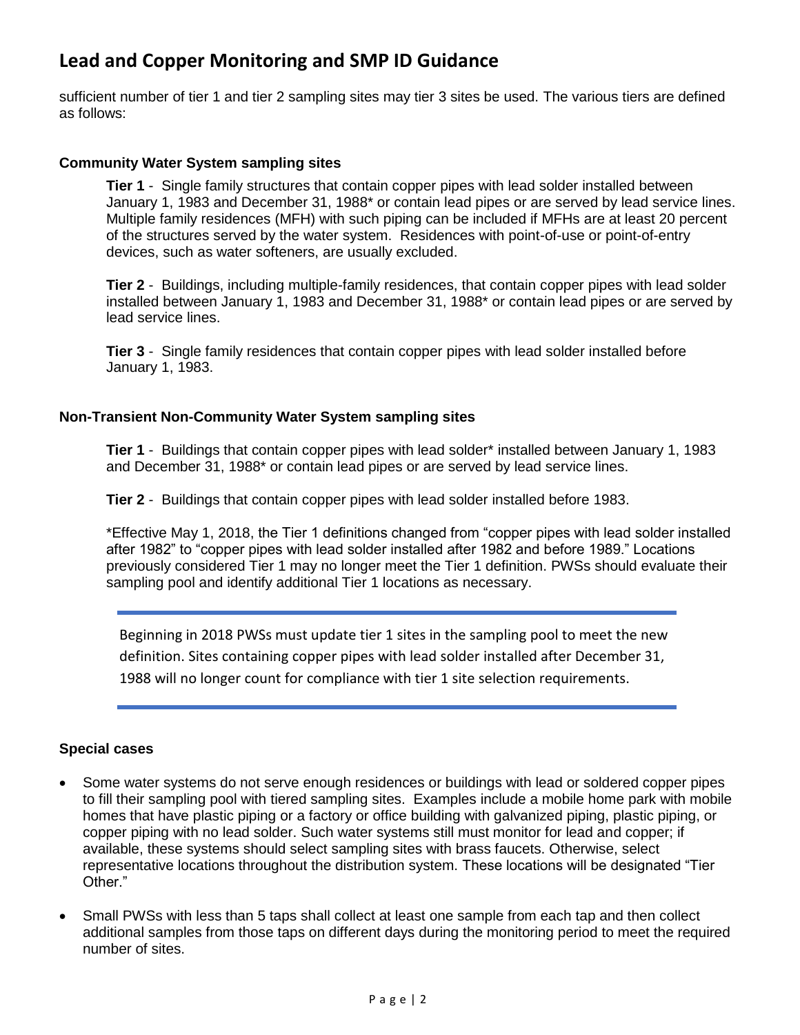sufficient number of tier 1 and tier 2 sampling sites may tier 3 sites be used. The various tiers are defined as follows:

**Community Water System sampling sites**

> **Tier 1** - Single family structures that contain copper pipes with lead solder installed between January 1, 1983 and December 31, 1988* or contain lead pipes or are served by lead service lines. Multiple family residences (MFH) with such piping can be included if MFHs are at least 20 percent of the structures served by the water system. Residences with point-of-use or point-of-entry devices, such as water softeners, are usually excluded.
>
> **Tier 2** - Buildings, including multiple-family residences, that contain copper pipes with lead solder installed between January 1, 1983 and December 31, 1988* or contain lead pipes or are served by lead service lines.
>
> **Tier 3** - Single family residences that contain copper pipes with lead solder installed before January 1, 1983.

**Non-Transient Non-Community Water System sampling sites**

> **Tier 1** - Buildings that contain copper pipes with lead solder* installed between January 1, 1983 and December 31, 1988* or contain lead pipes or are served by lead service lines.
>
> **Tier 2** - Buildings that contain copper pipes with lead solder installed before 1983.
>
> *Effective May 1, 2018, the Tier 1 definitions changed from "copper pipes with lead solder installed after 1982" to "copper pipes with lead solder installed after 1982 and before 1989." Locations previously considered Tier 1 may no longer meet the Tier 1 definition. PWSs should evaluate their sampling pool and identify additional Tier 1 locations as necessary.

---

Beginning in 2018 PWSs must update tier 1 sites in the sampling pool to meet the new definition. Sites containing copper pipes with lead solder installed after December 31, 1988 will no longer count for compliance with tier 1 site selection requirements.

---

**Special cases**

- Some water systems do not serve enough residences or buildings with lead or soldered copper pipes to fill their sampling pool with tiered sampling sites. Examples include a mobile home park with mobile homes that have plastic piping or a factory or office building with galvanized piping, plastic piping, or copper piping with no lead solder. Such water systems still must monitor for lead and copper; if available, these systems should select sampling sites with brass faucets. Otherwise, select representative locations throughout the distribution system. These locations will be designated "Tier Other."

- Small PWSs with less than 5 taps shall collect at least one sample from each tap and then collect additional samples from those taps on different days during the monitoring period to meet the required number of sites.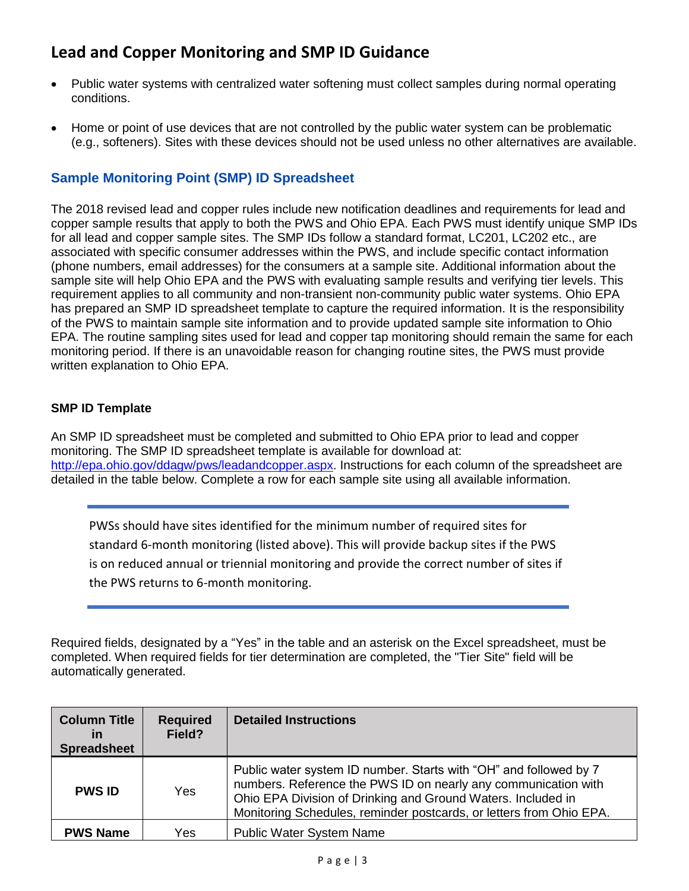# Lead and Copper Monitoring and SMP ID Guidance

- Public water systems with centralized water softening must collect samples during normal operating conditions.
- Home or point of use devices that are not controlled by the public water system can be problematic (e.g., softeners). Sites with these devices should not be used unless no other alternatives are available.

## Sample Monitoring Point (SMP) ID Spreadsheet

The 2018 revised lead and copper rules include new notification deadlines and requirements for lead and copper sample results that apply to both the PWS and Ohio EPA. Each PWS must identify unique SMP IDs for all lead and copper sample sites. The SMP IDs follow a standard format, LC201, LC202 etc., are associated with specific consumer addresses within the PWS, and include specific contact information (phone numbers, email addresses) for the consumers at a sample site. Additional information about the sample site will help Ohio EPA and the PWS with evaluating sample results and verifying tier levels. This requirement applies to all community and non-transient non-community public water systems. Ohio EPA has prepared an SMP ID spreadsheet template to capture the required information. It is the responsibility of the PWS to maintain sample site information and to provide updated sample site information to Ohio EPA. The routine sampling sites used for lead and copper tap monitoring should remain the same for each monitoring period. If there is an unavoidable reason for changing routine sites, the PWS must provide written explanation to Ohio EPA.

### SMP ID Template

An SMP ID spreadsheet must be completed and submitted to Ohio EPA prior to lead and copper monitoring. The SMP ID spreadsheet template is available for download at: [http://epa.ohio.gov/ddagw/pws/leadandcopper.aspx](http://epa.ohio.gov/ddagw/pws/leadandcopper.aspx). Instructions for each column of the spreadsheet are detailed in the table below. Complete a row for each sample site using all available information.

> PWSs should have sites identified for the minimum number of required sites for standard 6-month monitoring (listed above). This will provide backup sites if the PWS is on reduced annual or triennial monitoring and provide the correct number of sites if the PWS returns to 6-month monitoring.

Required fields, designated by a "Yes" in the table and an asterisk on the Excel spreadsheet, must be completed. When required fields for tier determination are completed, the "Tier Site" field will be automatically generated.

| Column Title in Spreadsheet | Required Field? | Detailed Instructions |
|---|---|---|
| **PWS ID** | Yes | Public water system ID number. Starts with "OH" and followed by 7 numbers. Reference the PWS ID on nearly any communication with Ohio EPA Division of Drinking and Ground Waters. Included in Monitoring Schedules, reminder postcards, or letters from Ohio EPA. |
| **PWS Name** | Yes | Public Water System Name |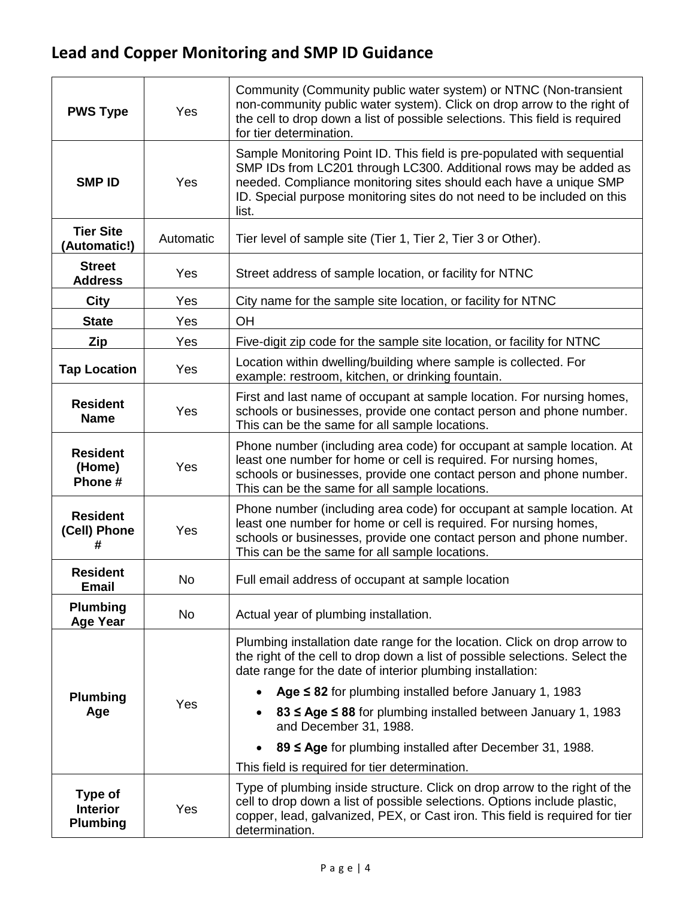## Lead and Copper Monitoring and SMP ID Guidance

| | | |
|---|---|---|
| **PWS Type** | Yes | Community (Community public water system) or NTNC (Non-transient non-community public water system). Click on drop arrow to the right of the cell to drop down a list of possible selections. This field is required for tier determination. |
| **SMP ID** | Yes | Sample Monitoring Point ID. This field is pre-populated with sequential SMP IDs from LC201 through LC300. Additional rows may be added as needed. Compliance monitoring sites should each have a unique SMP ID. Special purpose monitoring sites do not need to be included on this list. |
| **Tier Site (Automatic!)** | Automatic | Tier level of sample site (Tier 1, Tier 2, Tier 3 or Other). |
| **Street Address** | Yes | Street address of sample location, or facility for NTNC |
| **City** | Yes | City name for the sample site location, or facility for NTNC |
| **State** | Yes | OH |
| **Zip** | Yes | Five-digit zip code for the sample site location, or facility for NTNC |
| **Tap Location** | Yes | Location within dwelling/building where sample is collected. For example: restroom, kitchen, or drinking fountain. |
| **Resident Name** | Yes | First and last name of occupant at sample location. For nursing homes, schools or businesses, provide one contact person and phone number. This can be the same for all sample locations. |
| **Resident (Home) Phone #** | Yes | Phone number (including area code) for occupant at sample location. At least one number for home or cell is required. For nursing homes, schools or businesses, provide one contact person and phone number. This can be the same for all sample locations. |
| **Resident (Cell) Phone #** | Yes | Phone number (including area code) for occupant at sample location. At least one number for home or cell is required. For nursing homes, schools or businesses, provide one contact person and phone number. This can be the same for all sample locations. |
| **Resident Email** | No | Full email address of occupant at sample location |
| **Plumbing Age Year** | No | Actual year of plumbing installation. |
| **Plumbing Age** | Yes | Plumbing installation date range for the location. Click on drop arrow to the right of the cell to drop down a list of possible selections. Select the date range for the date of interior plumbing installation:<br>• **Age ≤ 82** for plumbing installed before January 1, 1983<br>• **83 ≤ Age ≤ 88** for plumbing installed between January 1, 1983 and December 31, 1988.<br>• **89 ≤ Age** for plumbing installed after December 31, 1988.<br>This field is required for tier determination. |
| **Type of Interior Plumbing** | Yes | Type of plumbing inside structure. Click on drop arrow to the right of the cell to drop down a list of possible selections. Options include plastic, copper, lead, galvanized, PEX, or Cast iron. This field is required for tier determination. |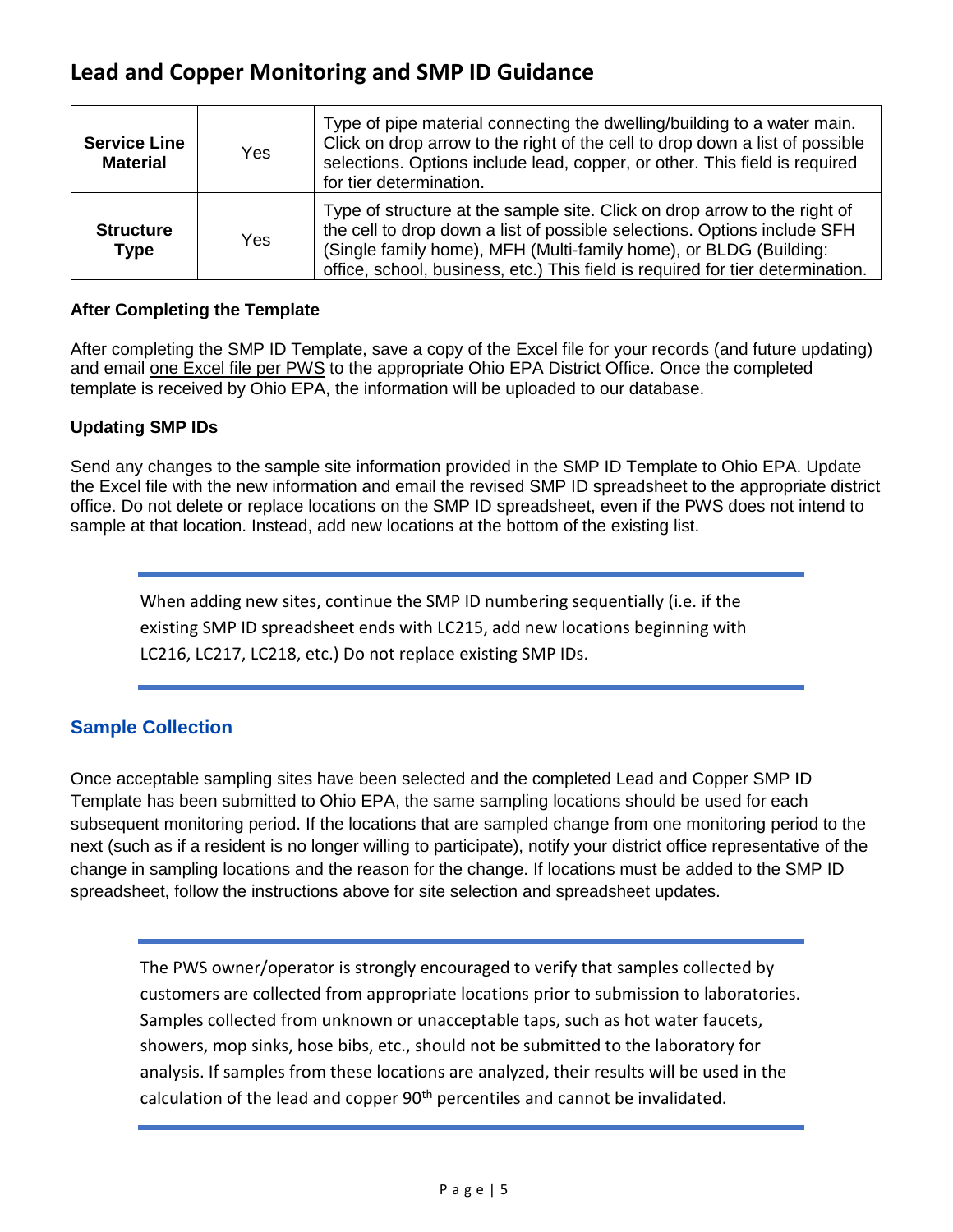# Lead and Copper Monitoring and SMP ID Guidance

| | | |
|---|---|---|
| **Service Line Material** | Yes | Type of pipe material connecting the dwelling/building to a water main. Click on drop arrow to the right of the cell to drop down a list of possible selections. Options include lead, copper, or other. This field is required for tier determination. |
| **Structure Type** | Yes | Type of structure at the sample site. Click on drop arrow to the right of the cell to drop down a list of possible selections. Options include SFH (Single family home), MFH (Multi-family home), or BLDG (Building: office, school, business, etc.) This field is required for tier determination. |

**After Completing the Template**

After completing the SMP ID Template, save a copy of the Excel file for your records (and future updating) and email one Excel file per PWS to the appropriate Ohio EPA District Office. Once the completed template is received by Ohio EPA, the information will be uploaded to our database.

**Updating SMP IDs**

Send any changes to the sample site information provided in the SMP ID Template to Ohio EPA. Update the Excel file with the new information and email the revised SMP ID spreadsheet to the appropriate district office. Do not delete or replace locations on the SMP ID spreadsheet, even if the PWS does not intend to sample at that location. Instead, add new locations at the bottom of the existing list.

> When adding new sites, continue the SMP ID numbering sequentially (i.e. if the existing SMP ID spreadsheet ends with LC215, add new locations beginning with LC216, LC217, LC218, etc.) Do not replace existing SMP IDs.

## Sample Collection

Once acceptable sampling sites have been selected and the completed Lead and Copper SMP ID Template has been submitted to Ohio EPA, the same sampling locations should be used for each subsequent monitoring period. If the locations that are sampled change from one monitoring period to the next (such as if a resident is no longer willing to participate), notify your district office representative of the change in sampling locations and the reason for the change. If locations must be added to the SMP ID spreadsheet, follow the instructions above for site selection and spreadsheet updates.

> The PWS owner/operator is strongly encouraged to verify that samples collected by customers are collected from appropriate locations prior to submission to laboratories. Samples collected from unknown or unacceptable taps, such as hot water faucets, showers, mop sinks, hose bibs, etc., should not be submitted to the laboratory for analysis. If samples from these locations are analyzed, their results will be used in the calculation of the lead and copper 90th percentiles and cannot be invalidated.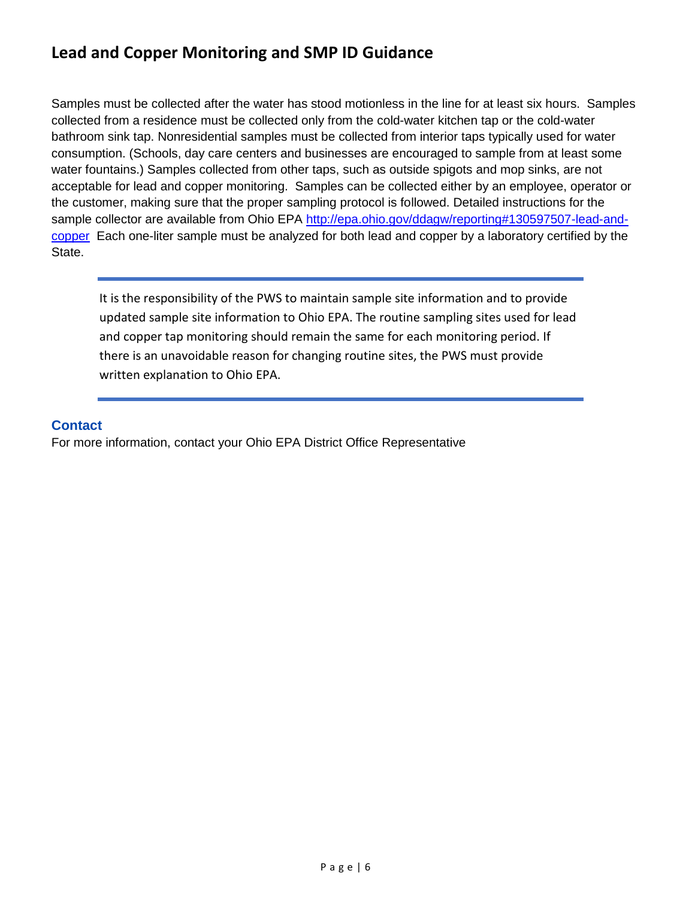## Lead and Copper Monitoring and SMP ID Guidance

Samples must be collected after the water has stood motionless in the line for at least six hours. Samples collected from a residence must be collected only from the cold-water kitchen tap or the cold-water bathroom sink tap. Nonresidential samples must be collected from interior taps typically used for water consumption. (Schools, day care centers and businesses are encouraged to sample from at least some water fountains.) Samples collected from other taps, such as outside spigots and mop sinks, are not acceptable for lead and copper monitoring. Samples can be collected either by an employee, operator or the customer, making sure that the proper sampling protocol is followed. Detailed instructions for the sample collector are available from Ohio EPA [http://epa.ohio.gov/ddagw/reporting#130597507-lead-and-copper](http://epa.ohio.gov/ddagw/reporting#130597507-lead-and-copper) Each one-liter sample must be analyzed for both lead and copper by a laboratory certified by the State.

---

It is the responsibility of the PWS to maintain sample site information and to provide updated sample site information to Ohio EPA. The routine sampling sites used for lead and copper tap monitoring should remain the same for each monitoring period. If there is an unavoidable reason for changing routine sites, the PWS must provide written explanation to Ohio EPA.

---

### Contact

For more information, contact your Ohio EPA District Office Representative